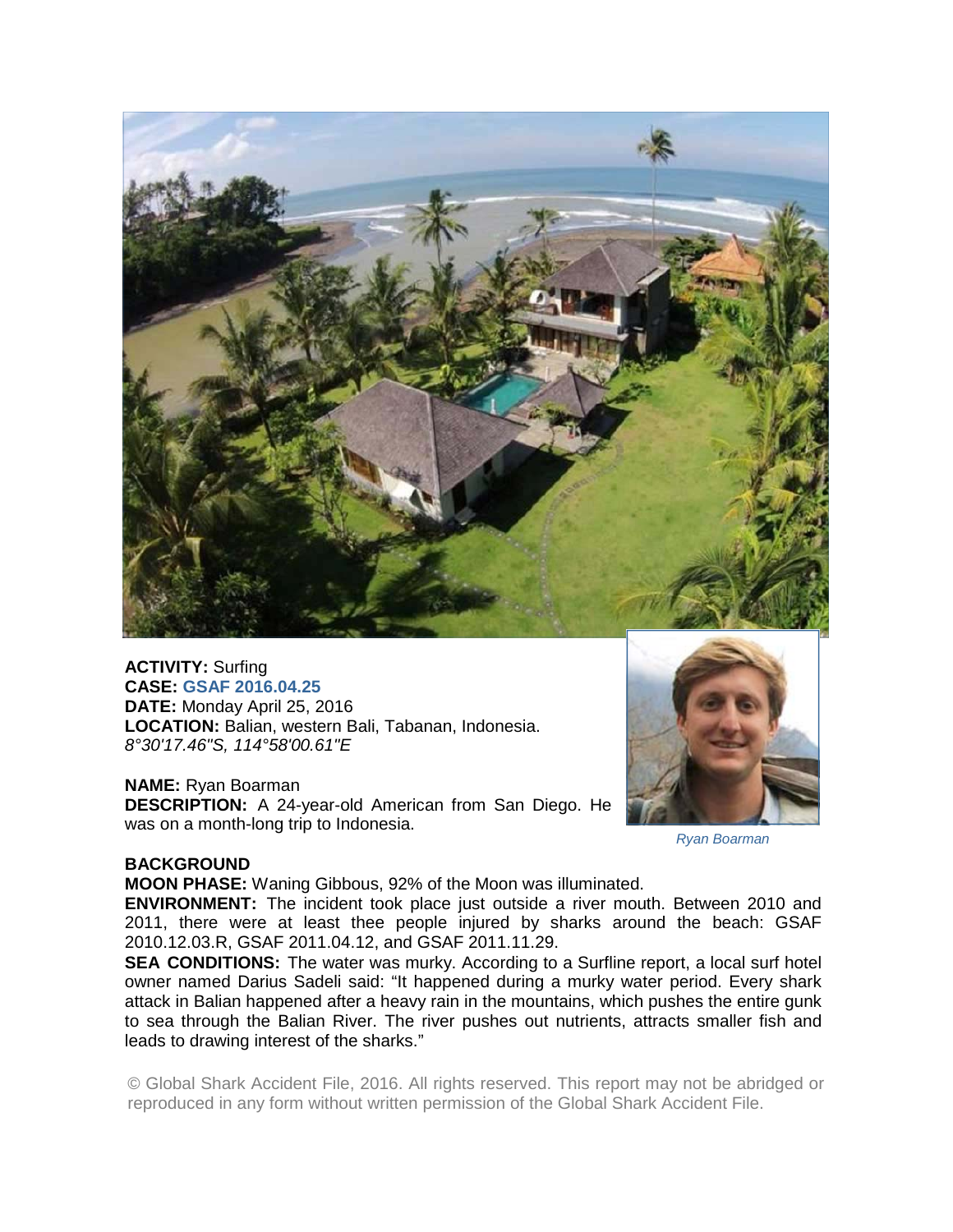**ACTIVITY:** Surfing
**CASE:** GSAF 2016.04.25
**DATE:** Monday April 25, 2016
**LOCATION:** Balian, western Bali, Tabanan, Indonesia.
*8°30'17.46"S, 114°58'00.61"E*

**NAME:** Ryan Boarman
**DESCRIPTION:** A 24-year-old American from San Diego. He was on a month-long trip to Indonesia.

*Ryan Boarman*

**BACKGROUND**
**MOON PHASE:** Waning Gibbous, 92% of the Moon was illuminated.
**ENVIRONMENT:** The incident took place just outside a river mouth. Between 2010 and 2011, there were at least thee people injured by sharks around the beach: GSAF 2010.12.03.R, GSAF 2011.04.12, and GSAF 2011.11.29.
**SEA CONDITIONS:** The water was murky. According to a Surfline report, a local surf hotel owner named Darius Sadeli said: "It happened during a murky water period. Every shark attack in Balian happened after a heavy rain in the mountains, which pushes the entire gunk to sea through the Balian River. The river pushes out nutrients, attracts smaller fish and leads to drawing interest of the sharks."

© Global Shark Accident File, 2016. All rights reserved. This report may not be abridged or reproduced in any form without written permission of the Global Shark Accident File.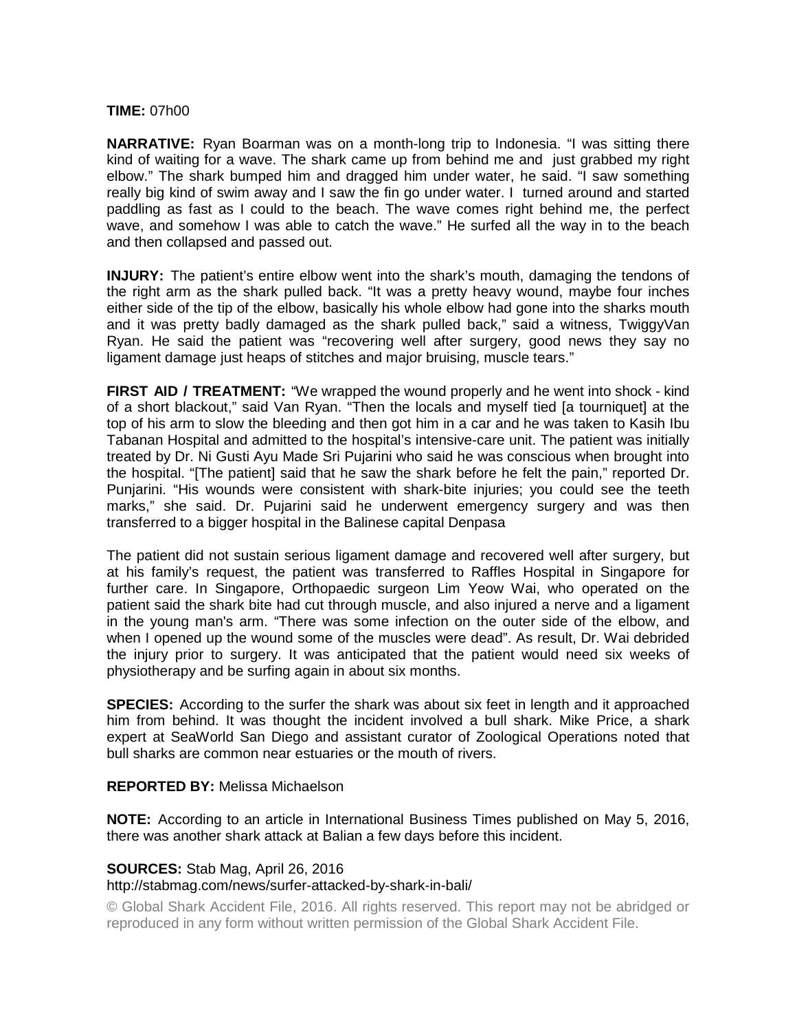**TIME:** 07h00

**NARRATIVE:** Ryan Boarman was on a month-long trip to Indonesia. "I was sitting there kind of waiting for a wave. The shark came up from behind me and just grabbed my right elbow." The shark bumped him and dragged him under water, he said. "I saw something really big kind of swim away and I saw the fin go under water. I turned around and started paddling as fast as I could to the beach. The wave comes right behind me, the perfect wave, and somehow I was able to catch the wave." He surfed all the way in to the beach and then collapsed and passed out.

**INJURY:** The patient's entire elbow went into the shark's mouth, damaging the tendons of the right arm as the shark pulled back. "It was a pretty heavy wound, maybe four inches either side of the tip of the elbow, basically his whole elbow had gone into the sharks mouth and it was pretty badly damaged as the shark pulled back," said a witness, TwiggyVan Ryan. He said the patient was "recovering well after surgery, good news they say no ligament damage just heaps of stitches and major bruising, muscle tears."

**FIRST AID / TREATMENT:** "We wrapped the wound properly and he went into shock - kind of a short blackout," said Van Ryan. "Then the locals and myself tied [a tourniquet] at the top of his arm to slow the bleeding and then got him in a car and he was taken to Kasih Ibu Tabanan Hospital and admitted to the hospital's intensive-care unit. The patient was initially treated by Dr. Ni Gusti Ayu Made Sri Pujarini who said he was conscious when brought into the hospital. "[The patient] said that he saw the shark before he felt the pain," reported Dr. Punjarini. "His wounds were consistent with shark-bite injuries; you could see the teeth marks," she said. Dr. Pujarini said he underwent emergency surgery and was then transferred to a bigger hospital in the Balinese capital Denpasa

The patient did not sustain serious ligament damage and recovered well after surgery, but at his family's request, the patient was transferred to Raffles Hospital in Singapore for further care. In Singapore, Orthopaedic surgeon Lim Yeow Wai, who operated on the patient said the shark bite had cut through muscle, and also injured a nerve and a ligament in the young man's arm. "There was some infection on the outer side of the elbow, and when I opened up the wound some of the muscles were dead". As result, Dr. Wai debrided the injury prior to surgery. It was anticipated that the patient would need six weeks of physiotherapy and be surfing again in about six months.

**SPECIES:** According to the surfer the shark was about six feet in length and it approached him from behind. It was thought the incident involved a bull shark. Mike Price, a shark expert at SeaWorld San Diego and assistant curator of Zoological Operations noted that bull sharks are common near estuaries or the mouth of rivers.

**REPORTED BY:** Melissa Michaelson

**NOTE:** According to an article in International Business Times published on May 5, 2016, there was another shark attack at Balian a few days before this incident.

**SOURCES:** Stab Mag, April 26, 2016
http://stabmag.com/news/surfer-attacked-by-shark-in-bali/

© Global Shark Accident File, 2016. All rights reserved. This report may not be abridged or reproduced in any form without written permission of the Global Shark Accident File.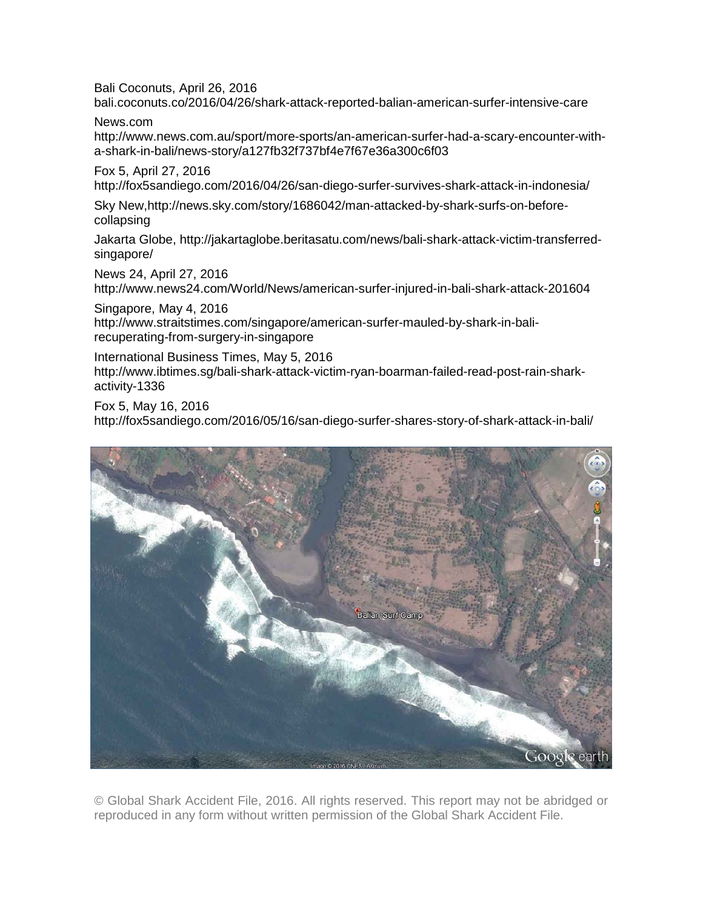Bali Coconuts, April 26, 2016
bali.coconuts.co/2016/04/26/shark-attack-reported-balian-american-surfer-intensive-care

News.com
http://www.news.com.au/sport/more-sports/an-american-surfer-had-a-scary-encounter-with-a-shark-in-bali/news-story/a127fb32f737bf4e7f67e36a300c6f03

Fox 5, April 27, 2016
http://fox5sandiego.com/2016/04/26/san-diego-surfer-survives-shark-attack-in-indonesia/

Sky New,http://news.sky.com/story/1686042/man-attacked-by-shark-surfs-on-before-collapsing

Jakarta Globe, http://jakartaglobe.beritasatu.com/news/bali-shark-attack-victim-transferred-singapore/

News 24, April 27, 2016
http://www.news24.com/World/News/american-surfer-injured-in-bali-shark-attack-201604

Singapore, May 4, 2016
http://www.straitstimes.com/singapore/american-surfer-mauled-by-shark-in-bali-recuperating-from-surgery-in-singapore

International Business Times, May 5, 2016
http://www.ibtimes.sg/bali-shark-attack-victim-ryan-boarman-failed-read-post-rain-shark-activity-1336

Fox 5, May 16, 2016
http://fox5sandiego.com/2016/05/16/san-diego-surfer-shares-story-of-shark-attack-in-bali/

Balian Surf Camp

Image © 2016 CNES / Astrium

Google earth

© Global Shark Accident File, 2016. All rights reserved. This report may not be abridged or reproduced in any form without written permission of the Global Shark Accident File.